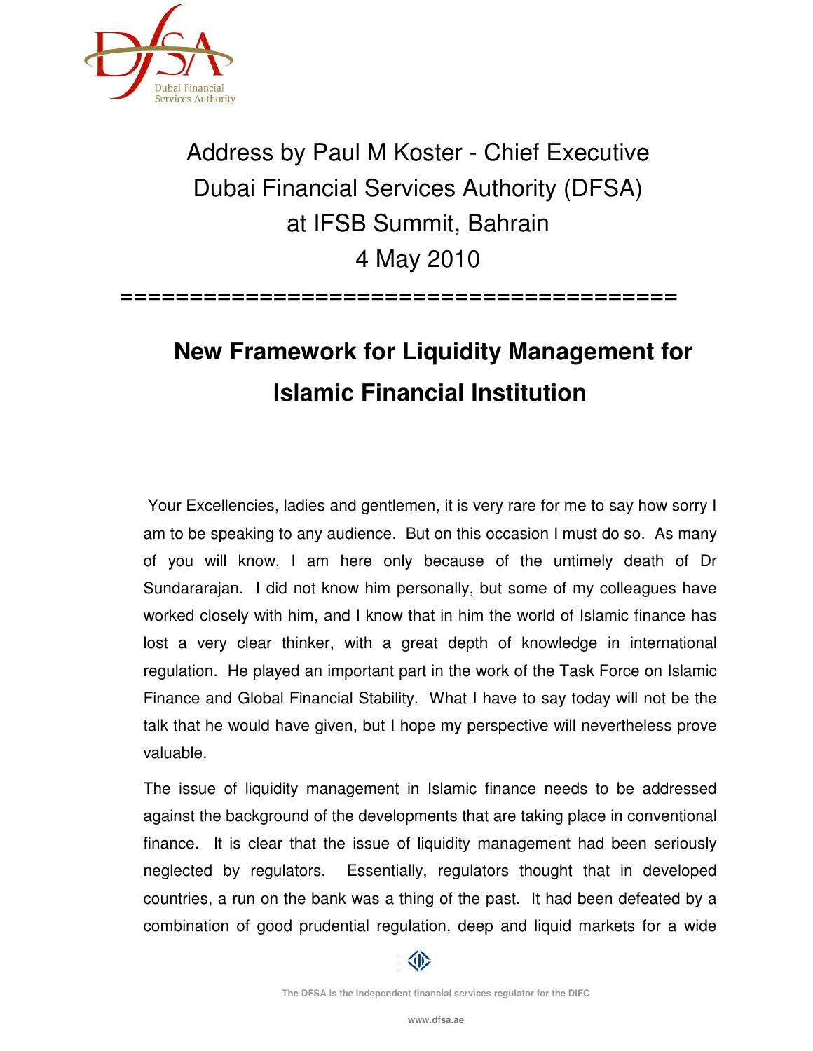Address by Paul M Koster - Chief Executive
Dubai Financial Services Authority (DFSA)
at IFSB Summit, Bahrain
4 May 2010

# New Framework for Liquidity Management for Islamic Financial Institution

Your Excellencies, ladies and gentlemen, it is very rare for me to say how sorry I am to be speaking to any audience. But on this occasion I must do so. As many of you will know, I am here only because of the untimely death of Dr Sundararajan. I did not know him personally, but some of my colleagues have worked closely with him, and I know that in him the world of Islamic finance has lost a very clear thinker, with a great depth of knowledge in international regulation. He played an important part in the work of the Task Force on Islamic Finance and Global Financial Stability. What I have to say today will not be the talk that he would have given, but I hope my perspective will nevertheless prove valuable.

The issue of liquidity management in Islamic finance needs to be addressed against the background of the developments that are taking place in conventional finance. It is clear that the issue of liquidity management had been seriously neglected by regulators. Essentially, regulators thought that in developed countries, a run on the bank was a thing of the past. It had been defeated by a combination of good prudential regulation, deep and liquid markets for a wide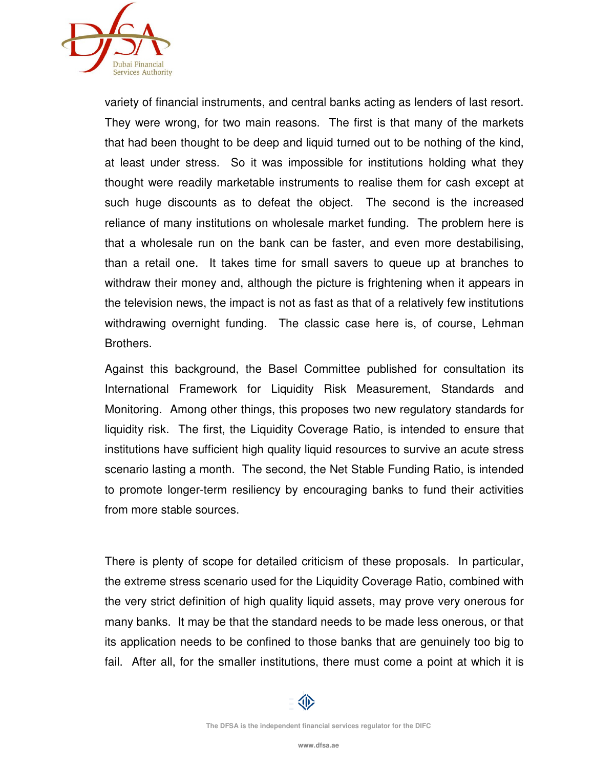variety of financial instruments, and central banks acting as lenders of last resort. They were wrong, for two main reasons. The first is that many of the markets that had been thought to be deep and liquid turned out to be nothing of the kind, at least under stress. So it was impossible for institutions holding what they thought were readily marketable instruments to realise them for cash except at such huge discounts as to defeat the object. The second is the increased reliance of many institutions on wholesale market funding. The problem here is that a wholesale run on the bank can be faster, and even more destabilising, than a retail one. It takes time for small savers to queue up at branches to withdraw their money and, although the picture is frightening when it appears in the television news, the impact is not as fast as that of a relatively few institutions withdrawing overnight funding. The classic case here is, of course, Lehman Brothers.

Against this background, the Basel Committee published for consultation its International Framework for Liquidity Risk Measurement, Standards and Monitoring. Among other things, this proposes two new regulatory standards for liquidity risk. The first, the Liquidity Coverage Ratio, is intended to ensure that institutions have sufficient high quality liquid resources to survive an acute stress scenario lasting a month. The second, the Net Stable Funding Ratio, is intended to promote longer-term resiliency by encouraging banks to fund their activities from more stable sources.

There is plenty of scope for detailed criticism of these proposals. In particular, the extreme stress scenario used for the Liquidity Coverage Ratio, combined with the very strict definition of high quality liquid assets, may prove very onerous for many banks. It may be that the standard needs to be made less onerous, or that its application needs to be confined to those banks that are genuinely too big to fail. After all, for the smaller institutions, there must come a point at which it is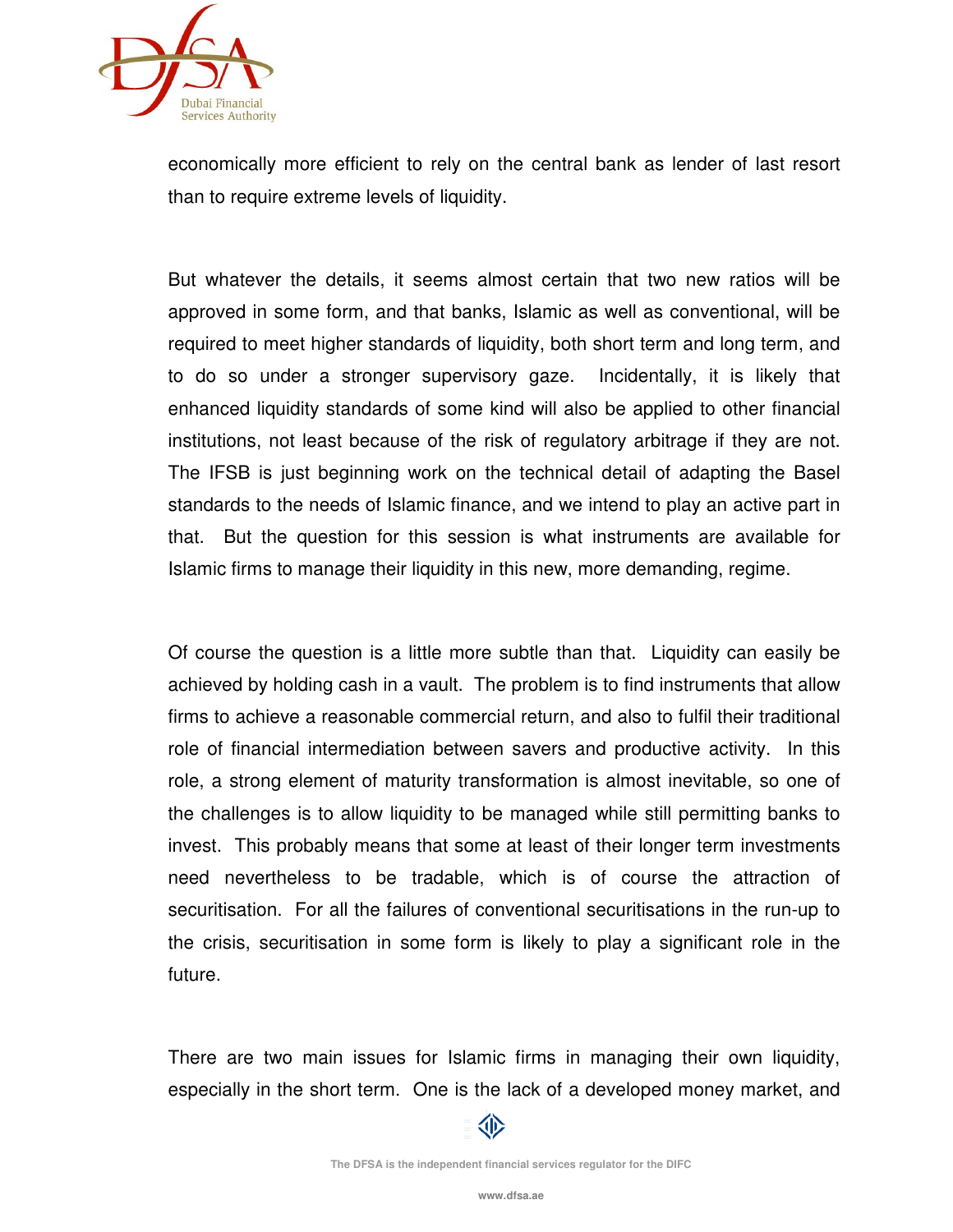economically more efficient to rely on the central bank as lender of last resort than to require extreme levels of liquidity.

But whatever the details, it seems almost certain that two new ratios will be approved in some form, and that banks, Islamic as well as conventional, will be required to meet higher standards of liquidity, both short term and long term, and to do so under a stronger supervisory gaze. Incidentally, it is likely that enhanced liquidity standards of some kind will also be applied to other financial institutions, not least because of the risk of regulatory arbitrage if they are not. The IFSB is just beginning work on the technical detail of adapting the Basel standards to the needs of Islamic finance, and we intend to play an active part in that. But the question for this session is what instruments are available for Islamic firms to manage their liquidity in this new, more demanding, regime.

Of course the question is a little more subtle than that. Liquidity can easily be achieved by holding cash in a vault. The problem is to find instruments that allow firms to achieve a reasonable commercial return, and also to fulfil their traditional role of financial intermediation between savers and productive activity. In this role, a strong element of maturity transformation is almost inevitable, so one of the challenges is to allow liquidity to be managed while still permitting banks to invest. This probably means that some at least of their longer term investments need nevertheless to be tradable, which is of course the attraction of securitisation. For all the failures of conventional securitisations in the run-up to the crisis, securitisation in some form is likely to play a significant role in the future.

There are two main issues for Islamic firms in managing their own liquidity, especially in the short term. One is the lack of a developed money market, and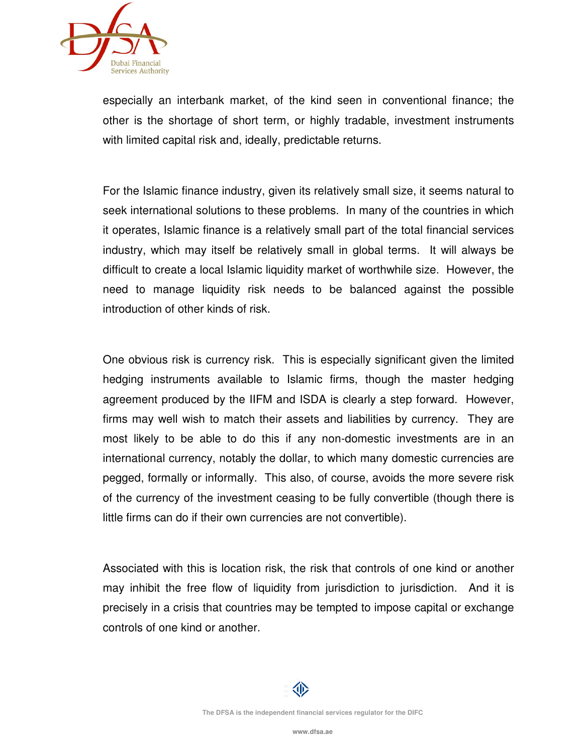especially an interbank market, of the kind seen in conventional finance; the other is the shortage of short term, or highly tradable, investment instruments with limited capital risk and, ideally, predictable returns.

For the Islamic finance industry, given its relatively small size, it seems natural to seek international solutions to these problems. In many of the countries in which it operates, Islamic finance is a relatively small part of the total financial services industry, which may itself be relatively small in global terms. It will always be difficult to create a local Islamic liquidity market of worthwhile size. However, the need to manage liquidity risk needs to be balanced against the possible introduction of other kinds of risk.

One obvious risk is currency risk. This is especially significant given the limited hedging instruments available to Islamic firms, though the master hedging agreement produced by the IIFM and ISDA is clearly a step forward. However, firms may well wish to match their assets and liabilities by currency. They are most likely to be able to do this if any non-domestic investments are in an international currency, notably the dollar, to which many domestic currencies are pegged, formally or informally. This also, of course, avoids the more severe risk of the currency of the investment ceasing to be fully convertible (though there is little firms can do if their own currencies are not convertible).

Associated with this is location risk, the risk that controls of one kind or another may inhibit the free flow of liquidity from jurisdiction to jurisdiction. And it is precisely in a crisis that countries may be tempted to impose capital or exchange controls of one kind or another.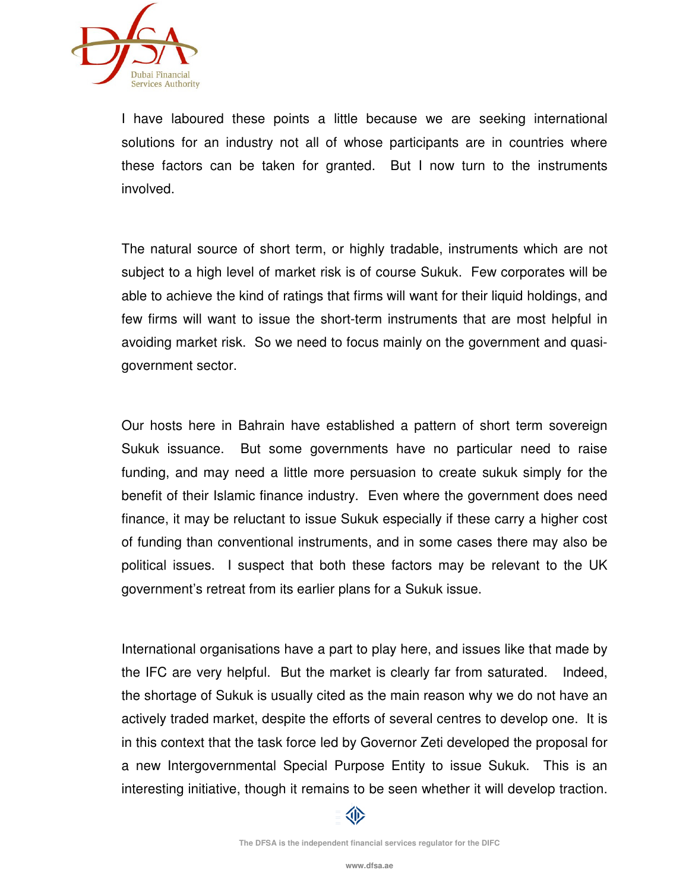I have laboured these points a little because we are seeking international solutions for an industry not all of whose participants are in countries where these factors can be taken for granted. But I now turn to the instruments involved.

The natural source of short term, or highly tradable, instruments which are not subject to a high level of market risk is of course Sukuk. Few corporates will be able to achieve the kind of ratings that firms will want for their liquid holdings, and few firms will want to issue the short-term instruments that are most helpful in avoiding market risk. So we need to focus mainly on the government and quasi-government sector.

Our hosts here in Bahrain have established a pattern of short term sovereign Sukuk issuance. But some governments have no particular need to raise funding, and may need a little more persuasion to create sukuk simply for the benefit of their Islamic finance industry. Even where the government does need finance, it may be reluctant to issue Sukuk especially if these carry a higher cost of funding than conventional instruments, and in some cases there may also be political issues. I suspect that both these factors may be relevant to the UK government's retreat from its earlier plans for a Sukuk issue.

International organisations have a part to play here, and issues like that made by the IFC are very helpful. But the market is clearly far from saturated. Indeed, the shortage of Sukuk is usually cited as the main reason why we do not have an actively traded market, despite the efforts of several centres to develop one. It is in this context that the task force led by Governor Zeti developed the proposal for a new Intergovernmental Special Purpose Entity to issue Sukuk. This is an interesting initiative, though it remains to be seen whether it will develop traction.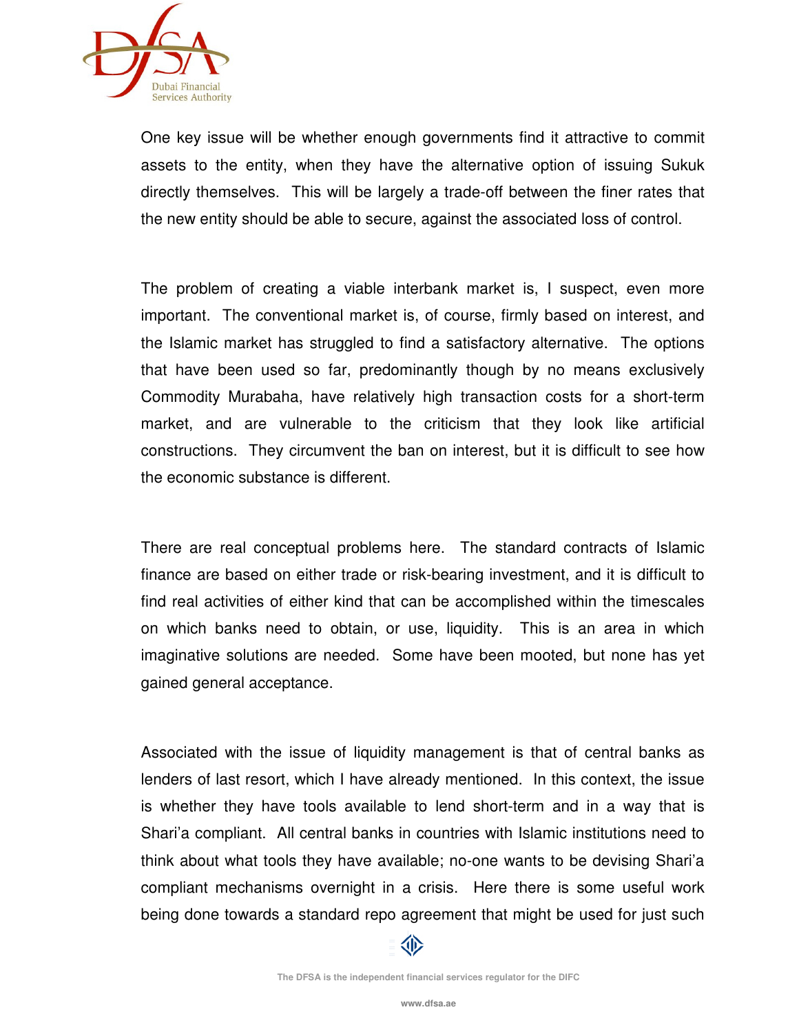One key issue will be whether enough governments find it attractive to commit assets to the entity, when they have the alternative option of issuing Sukuk directly themselves. This will be largely a trade-off between the finer rates that the new entity should be able to secure, against the associated loss of control.

The problem of creating a viable interbank market is, I suspect, even more important. The conventional market is, of course, firmly based on interest, and the Islamic market has struggled to find a satisfactory alternative. The options that have been used so far, predominantly though by no means exclusively Commodity Murabaha, have relatively high transaction costs for a short-term market, and are vulnerable to the criticism that they look like artificial constructions. They circumvent the ban on interest, but it is difficult to see how the economic substance is different.

There are real conceptual problems here. The standard contracts of Islamic finance are based on either trade or risk-bearing investment, and it is difficult to find real activities of either kind that can be accomplished within the timescales on which banks need to obtain, or use, liquidity. This is an area in which imaginative solutions are needed. Some have been mooted, but none has yet gained general acceptance.

Associated with the issue of liquidity management is that of central banks as lenders of last resort, which I have already mentioned. In this context, the issue is whether they have tools available to lend short-term and in a way that is Shari'a compliant. All central banks in countries with Islamic institutions need to think about what tools they have available; no-one wants to be devising Shari'a compliant mechanisms overnight in a crisis. Here there is some useful work being done towards a standard repo agreement that might be used for just such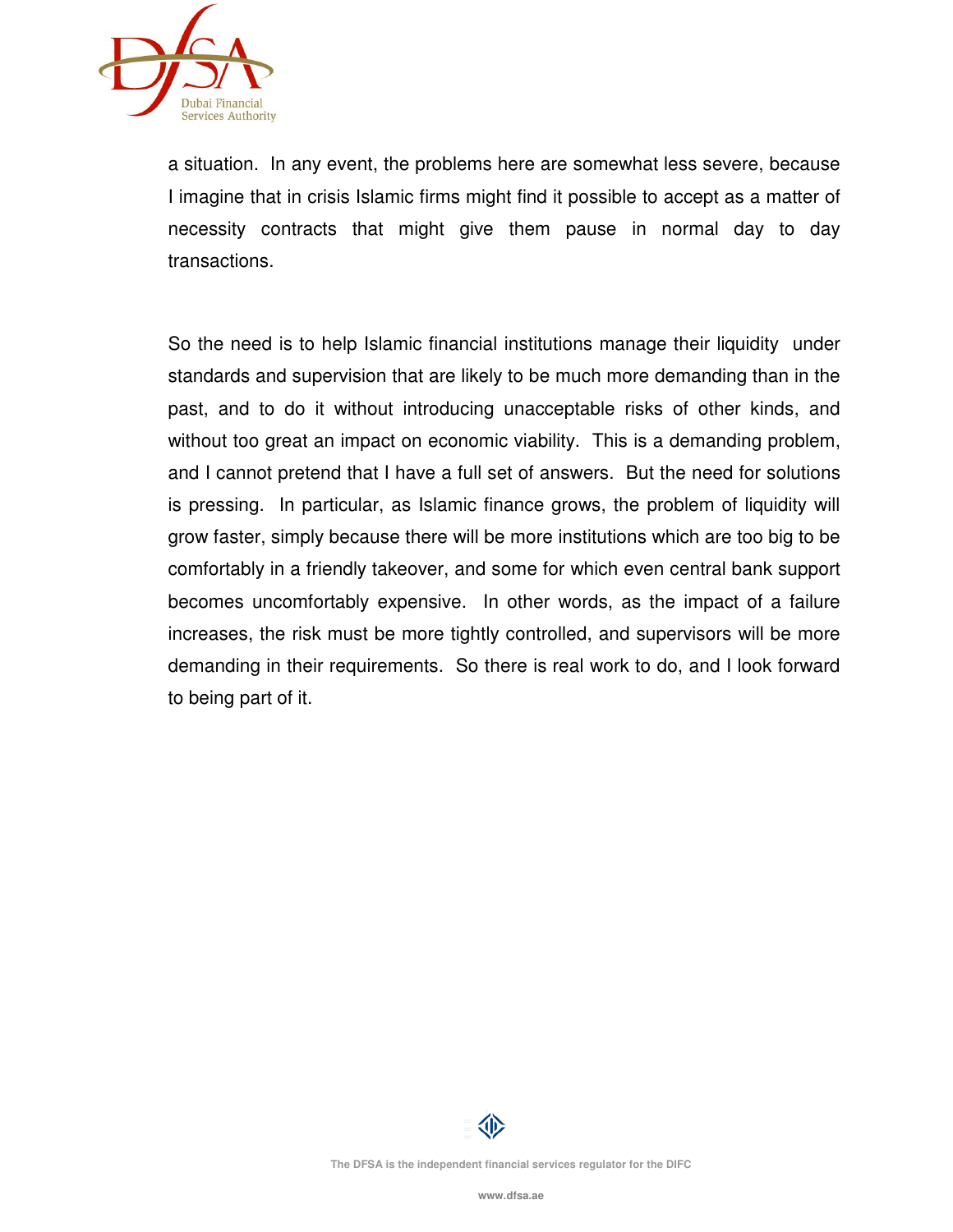a situation. In any event, the problems here are somewhat less severe, because I imagine that in crisis Islamic firms might find it possible to accept as a matter of necessity contracts that might give them pause in normal day to day transactions.

So the need is to help Islamic financial institutions manage their liquidity under standards and supervision that are likely to be much more demanding than in the past, and to do it without introducing unacceptable risks of other kinds, and without too great an impact on economic viability. This is a demanding problem, and I cannot pretend that I have a full set of answers. But the need for solutions is pressing. In particular, as Islamic finance grows, the problem of liquidity will grow faster, simply because there will be more institutions which are too big to be comfortably in a friendly takeover, and some for which even central bank support becomes uncomfortably expensive. In other words, as the impact of a failure increases, the risk must be more tightly controlled, and supervisors will be more demanding in their requirements. So there is real work to do, and I look forward to being part of it.